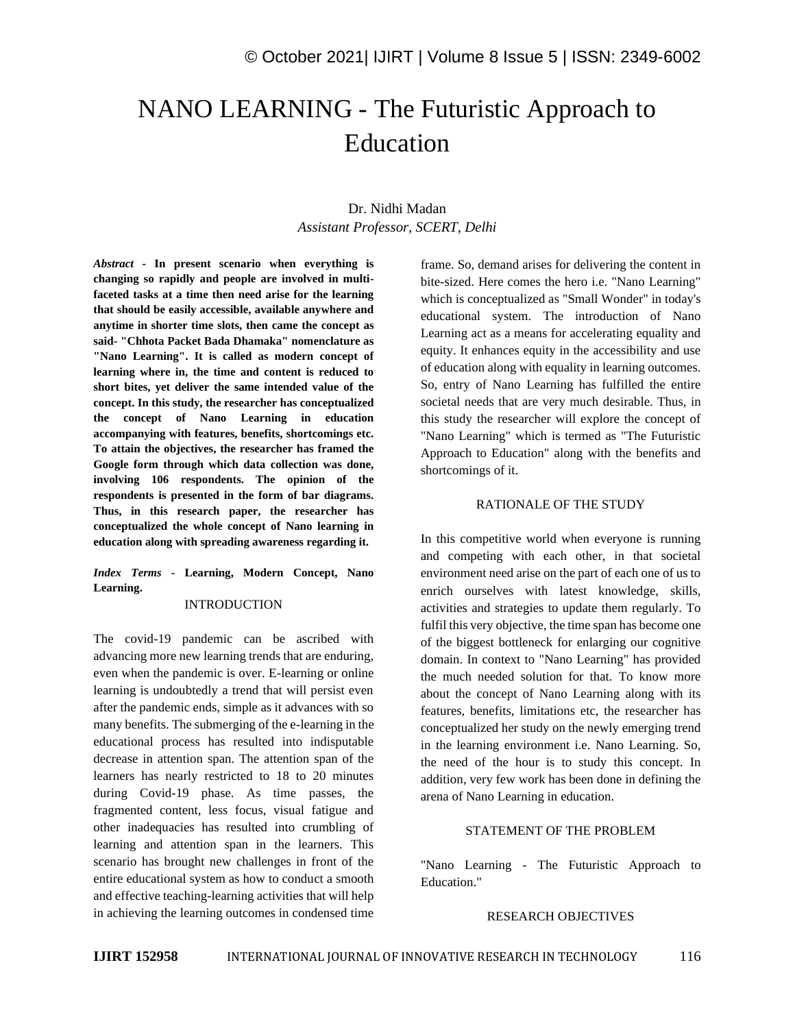# NANO LEARNING - The Futuristic Approach to Education

Dr. Nidhi Madan

*Assistant Professor, SCERT, Delhi*

***Abstract*** - **In present scenario when everything is changing so rapidly and people are involved in multi-faceted tasks at a time then need arise for the learning that should be easily accessible, available anywhere and anytime in shorter time slots, then came the concept as said- "Chhota Packet Bada Dhamaka" nomenclature as "Nano Learning". It is called as modern concept of learning where in, the time and content is reduced to short bites, yet deliver the same intended value of the concept. In this study, the researcher has conceptualized the concept of Nano Learning in education accompanying with features, benefits, shortcomings etc. To attain the objectives, the researcher has framed the Google form through which data collection was done, involving 106 respondents. The opinion of the respondents is presented in the form of bar diagrams. Thus, in this research paper, the researcher has conceptualized the whole concept of Nano learning in education along with spreading awareness regarding it.**

***Index Terms*** - **Learning, Modern Concept, Nano Learning.**

## INTRODUCTION

The covid-19 pandemic can be ascribed with advancing more new learning trends that are enduring, even when the pandemic is over. E-learning or online learning is undoubtedly a trend that will persist even after the pandemic ends, simple as it advances with so many benefits. The submerging of the e-learning in the educational process has resulted into indisputable decrease in attention span. The attention span of the learners has nearly restricted to 18 to 20 minutes during Covid-19 phase. As time passes, the fragmented content, less focus, visual fatigue and other inadequacies has resulted into crumbling of learning and attention span in the learners. This scenario has brought new challenges in front of the entire educational system as how to conduct a smooth and effective teaching-learning activities that will help in achieving the learning outcomes in condensed time frame. So, demand arises for delivering the content in bite-sized. Here comes the hero i.e. "Nano Learning" which is conceptualized as "Small Wonder" in today's educational system. The introduction of Nano Learning act as a means for accelerating equality and equity. It enhances equity in the accessibility and use of education along with equality in learning outcomes. So, entry of Nano Learning has fulfilled the entire societal needs that are very much desirable. Thus, in this study the researcher will explore the concept of "Nano Learning" which is termed as "The Futuristic Approach to Education" along with the benefits and shortcomings of it.

## RATIONALE OF THE STUDY

In this competitive world when everyone is running and competing with each other, in that societal environment need arise on the part of each one of us to enrich ourselves with latest knowledge, skills, activities and strategies to update them regularly. To fulfil this very objective, the time span has become one of the biggest bottleneck for enlarging our cognitive domain. In context to "Nano Learning" has provided the much needed solution for that. To know more about the concept of Nano Learning along with its features, benefits, limitations etc, the researcher has conceptualized her study on the newly emerging trend in the learning environment i.e. Nano Learning. So, the need of the hour is to study this concept. In addition, very few work has been done in defining the arena of Nano Learning in education.

## STATEMENT OF THE PROBLEM

"Nano Learning - The Futuristic Approach to Education."

## RESEARCH OBJECTIVES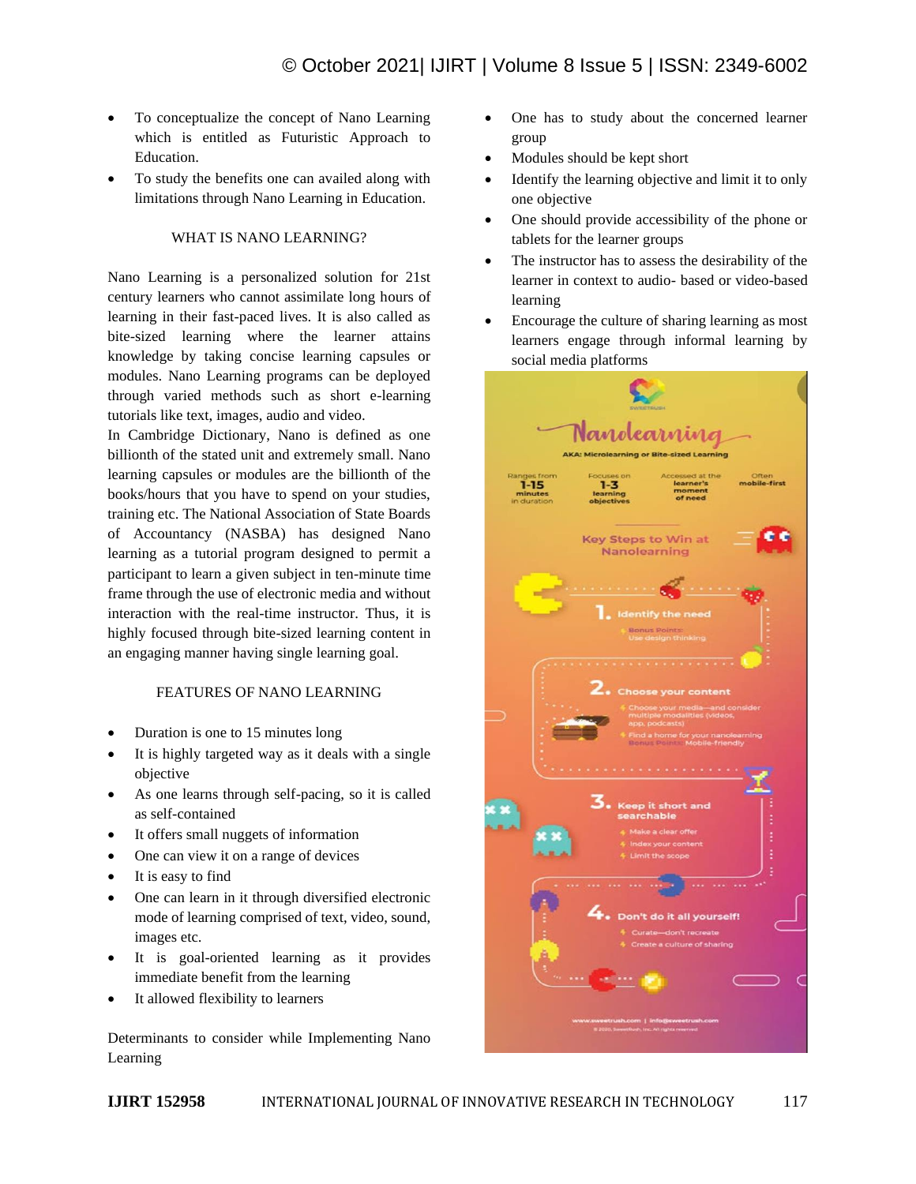- To conceptualize the concept of Nano Learning which is entitled as Futuristic Approach to Education.
- To study the benefits one can availed along with limitations through Nano Learning in Education.

## WHAT IS NANO LEARNING?

Nano Learning is a personalized solution for 21st century learners who cannot assimilate long hours of learning in their fast-paced lives. It is also called as bite-sized learning where the learner attains knowledge by taking concise learning capsules or modules. Nano Learning programs can be deployed through varied methods such as short e-learning tutorials like text, images, audio and video.

In Cambridge Dictionary, Nano is defined as one billionth of the stated unit and extremely small. Nano learning capsules or modules are the billionth of the books/hours that you have to spend on your studies, training etc. The National Association of State Boards of Accountancy (NASBA) has designed Nano learning as a tutorial program designed to permit a participant to learn a given subject in ten-minute time frame through the use of electronic media and without interaction with the real-time instructor. Thus, it is highly focused through bite-sized learning content in an engaging manner having single learning goal.

## FEATURES OF NANO LEARNING

- Duration is one to 15 minutes long
- It is highly targeted way as it deals with a single objective
- As one learns through self-pacing, so it is called as self-contained
- It offers small nuggets of information
- One can view it on a range of devices
- It is easy to find
- One can learn in it through diversified electronic mode of learning comprised of text, video, sound, images etc.
- It is goal-oriented learning as it provides immediate benefit from the learning
- It allowed flexibility to learners

Determinants to consider while Implementing Nano Learning

- One has to study about the concerned learner group
- Modules should be kept short
- Identify the learning objective and limit it to only one objective
- One should provide accessibility of the phone or tablets for the learner groups
- The instructor has to assess the desirability of the learner in context to audio- based or video-based learning
- Encourage the culture of sharing learning as most learners engage through informal learning by social media platforms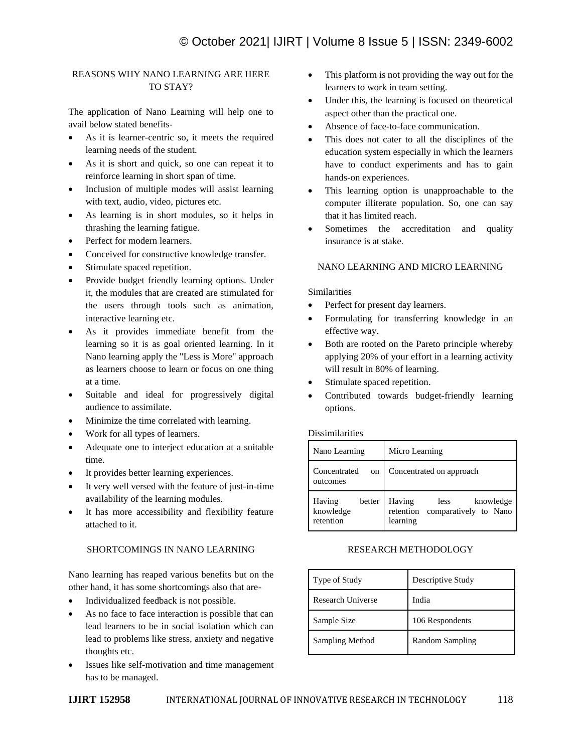## REASONS WHY NANO LEARNING ARE HERE TO STAY?

The application of Nano Learning will help one to avail below stated benefits-

- As it is learner-centric so, it meets the required learning needs of the student.
- As it is short and quick, so one can repeat it to reinforce learning in short span of time.
- Inclusion of multiple modes will assist learning with text, audio, video, pictures etc.
- As learning is in short modules, so it helps in thrashing the learning fatigue.
- Perfect for modern learners.
- Conceived for constructive knowledge transfer.
- Stimulate spaced repetition.
- Provide budget friendly learning options. Under it, the modules that are created are stimulated for the users through tools such as animation, interactive learning etc.
- As it provides immediate benefit from the learning so it is as goal oriented learning. In it Nano learning apply the "Less is More" approach as learners choose to learn or focus on one thing at a time.
- Suitable and ideal for progressively digital audience to assimilate.
- Minimize the time correlated with learning.
- Work for all types of learners.
- Adequate one to interject education at a suitable time.
- It provides better learning experiences.
- It very well versed with the feature of just-in-time availability of the learning modules.
- It has more accessibility and flexibility feature attached to it.

## SHORTCOMINGS IN NANO LEARNING

Nano learning has reaped various benefits but on the other hand, it has some shortcomings also that are-

- Individualized feedback is not possible.
- As no face to face interaction is possible that can lead learners to be in social isolation which can lead to problems like stress, anxiety and negative thoughts etc.
- Issues like self-motivation and time management has to be managed.
- This platform is not providing the way out for the learners to work in team setting.
- Under this, the learning is focused on theoretical aspect other than the practical one.
- Absence of face-to-face communication.
- This does not cater to all the disciplines of the education system especially in which the learners have to conduct experiments and has to gain hands-on experiences.
- This learning option is unapproachable to the computer illiterate population. So, one can say that it has limited reach.
- Sometimes the accreditation and quality insurance is at stake.

## NANO LEARNING AND MICRO LEARNING

Similarities

- Perfect for present day learners.
- Formulating for transferring knowledge in an effective way.
- Both are rooted on the Pareto principle whereby applying 20% of your effort in a learning activity will result in 80% of learning.
- Stimulate spaced repetition.
- Contributed towards budget-friendly learning options.

Dissimilarities

| Nano Learning | Micro Learning |
|---|---|
| Concentrated on outcomes | Concentrated on approach |
| Having better knowledge retention | Having less knowledge retention comparatively to Nano learning |

## RESEARCH METHODOLOGY

| Type of Study | Descriptive Study |
|---|---|
| Research Universe | India |
| Sample Size | 106 Respondents |
| Sampling Method | Random Sampling |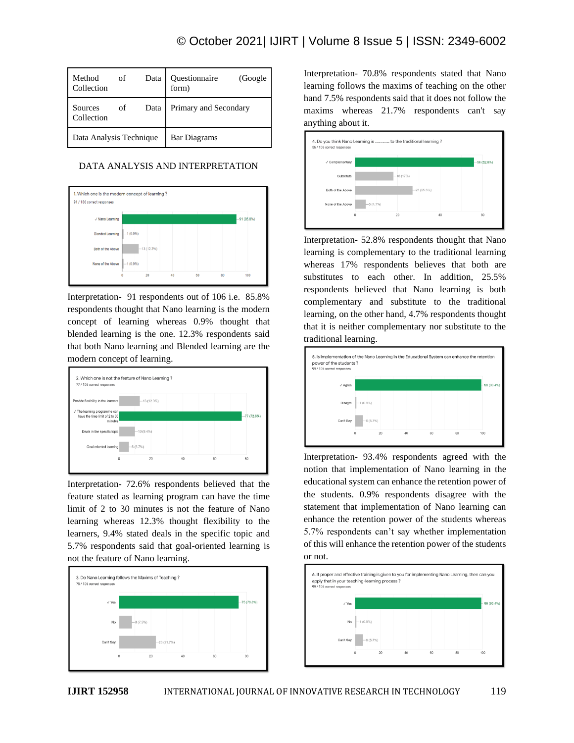| Method of Data Collection | Questionnaire (Google form) |
|---|---|
| Sources of Data Collection | Primary and Secondary |
| Data Analysis Technique | Bar Diagrams |

## DATA ANALYSIS AND INTERPRETATION

Interpretation- 91 respondents out of 106 i.e. 85.8% respondents thought that Nano learning is the modern concept of learning whereas 0.9% thought that blended learning is the one. 12.3% respondents said that both Nano learning and Blended learning are the modern concept of learning.

Interpretation- 72.6% respondents believed that the feature stated as learning program can have the time limit of 2 to 30 minutes is not the feature of Nano learning whereas 12.3% thought flexibility to the learners, 9.4% stated deals in the specific topic and 5.7% respondents said that goal-oriented learning is not the feature of Nano learning.

Interpretation- 70.8% respondents stated that Nano learning follows the maxims of teaching on the other hand 7.5% respondents said that it does not follow the maxims whereas 21.7% respondents can't say anything about it.

Interpretation- 52.8% respondents thought that Nano learning is complementary to the traditional learning whereas 17% respondents believes that both are substitutes to each other. In addition, 25.5% respondents believed that Nano learning is both complementary and substitute to the traditional learning, on the other hand, 4.7% respondents thought that it is neither complementary nor substitute to the traditional learning.

Interpretation- 93.4% respondents agreed with the notion that implementation of Nano learning in the educational system can enhance the retention power of the students. 0.9% respondents disagree with the statement that implementation of Nano learning can enhance the retention power of the students whereas 5.7% respondents can't say whether implementation of this will enhance the retention power of the students or not.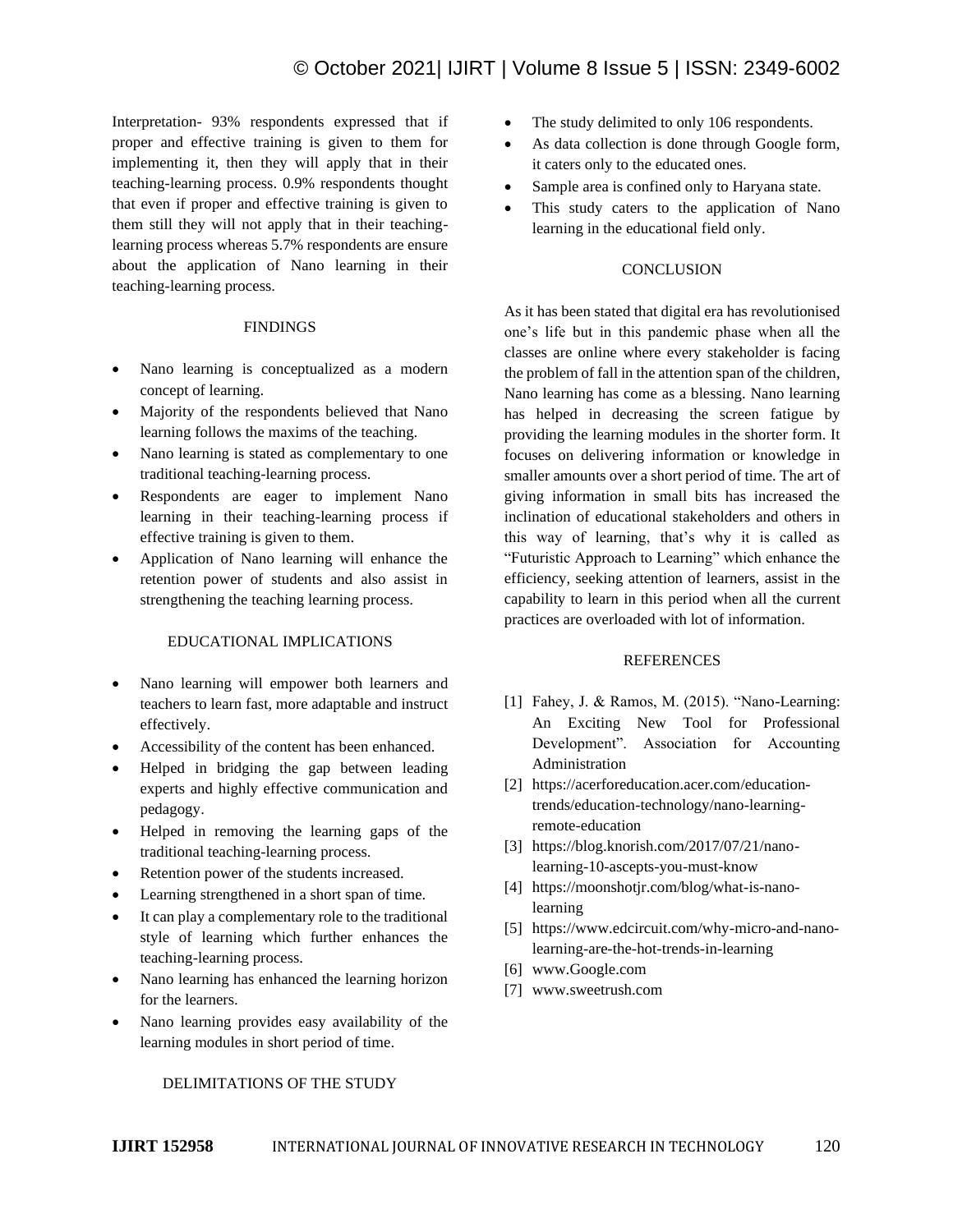Interpretation- 93% respondents expressed that if proper and effective training is given to them for implementing it, then they will apply that in their teaching-learning process. 0.9% respondents thought that even if proper and effective training is given to them still they will not apply that in their teaching-learning process whereas 5.7% respondents are ensure about the application of Nano learning in their teaching-learning process.

## FINDINGS

- Nano learning is conceptualized as a modern concept of learning.
- Majority of the respondents believed that Nano learning follows the maxims of the teaching.
- Nano learning is stated as complementary to one traditional teaching-learning process.
- Respondents are eager to implement Nano learning in their teaching-learning process if effective training is given to them.
- Application of Nano learning will enhance the retention power of students and also assist in strengthening the teaching learning process.

## EDUCATIONAL IMPLICATIONS

- Nano learning will empower both learners and teachers to learn fast, more adaptable and instruct effectively.
- Accessibility of the content has been enhanced.
- Helped in bridging the gap between leading experts and highly effective communication and pedagogy.
- Helped in removing the learning gaps of the traditional teaching-learning process.
- Retention power of the students increased.
- Learning strengthened in a short span of time.
- It can play a complementary role to the traditional style of learning which further enhances the teaching-learning process.
- Nano learning has enhanced the learning horizon for the learners.
- Nano learning provides easy availability of the learning modules in short period of time.

## DELIMITATIONS OF THE STUDY

- The study delimited to only 106 respondents.
- As data collection is done through Google form, it caters only to the educated ones.
- Sample area is confined only to Haryana state.
- This study caters to the application of Nano learning in the educational field only.

## CONCLUSION

As it has been stated that digital era has revolutionised one's life but in this pandemic phase when all the classes are online where every stakeholder is facing the problem of fall in the attention span of the children, Nano learning has come as a blessing. Nano learning has helped in decreasing the screen fatigue by providing the learning modules in the shorter form. It focuses on delivering information or knowledge in smaller amounts over a short period of time. The art of giving information in small bits has increased the inclination of educational stakeholders and others in this way of learning, that's why it is called as "Futuristic Approach to Learning" which enhance the efficiency, seeking attention of learners, assist in the capability to learn in this period when all the current practices are overloaded with lot of information.

## REFERENCES

[1] Fahey, J. & Ramos, M. (2015). "Nano-Learning: An Exciting New Tool for Professional Development". Association for Accounting Administration

[2] https://acerforeducation.acer.com/education-trends/education-technology/nano-learning-remote-education

[3] https://blog.knorish.com/2017/07/21/nano-learning-10-ascepts-you-must-know

[4] https://moonshotjr.com/blog/what-is-nano-learning

[5] https://www.edcircuit.com/why-micro-and-nano-learning-are-the-hot-trends-in-learning

[6] www.Google.com

[7] www.sweetrush.com